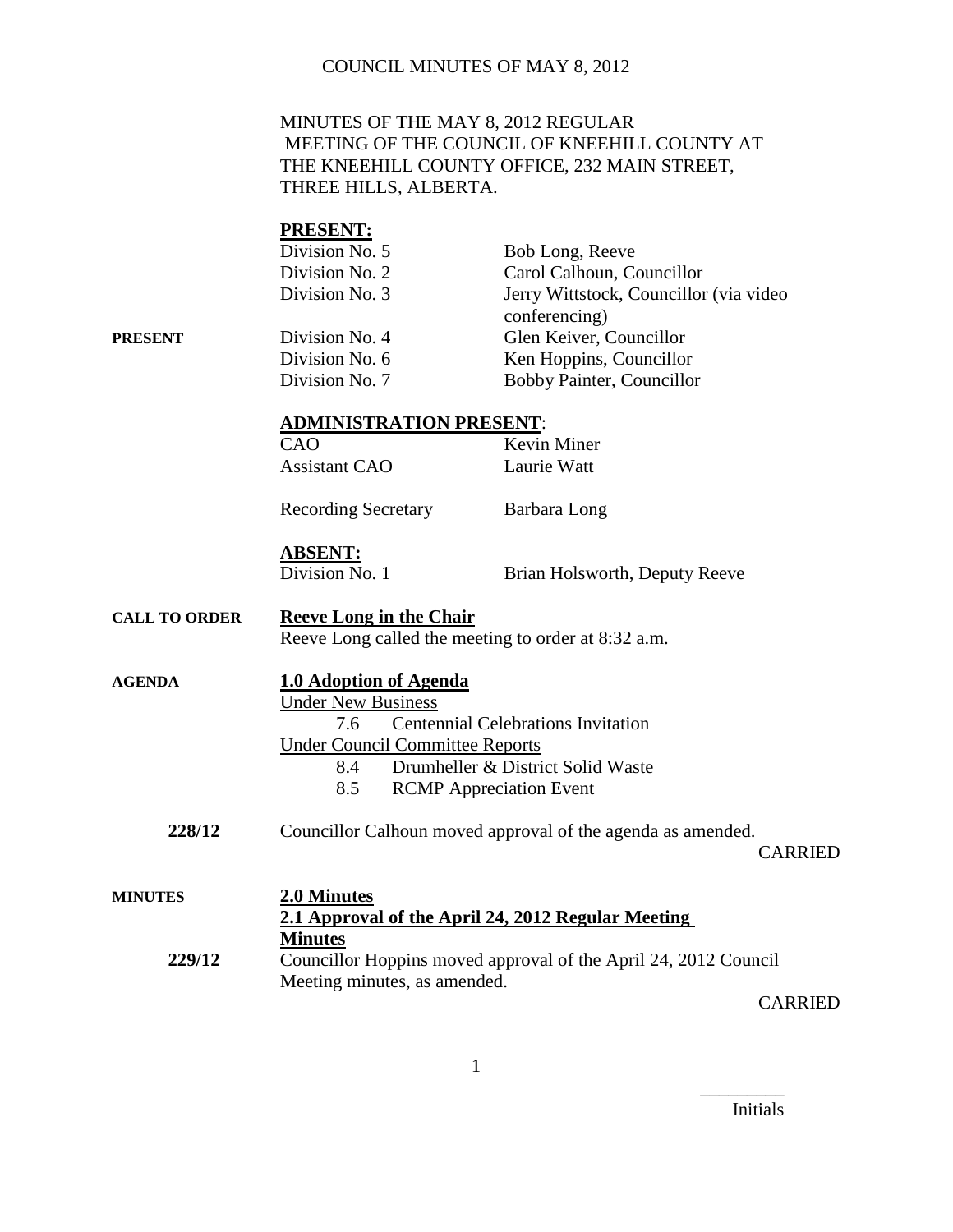MINUTES OF THE MAY 8, 2012 REGULAR MEETING OF THE COUNCIL OF KNEEHILL COUNTY AT THE KNEEHILL COUNTY OFFICE, 232 MAIN STREET, THREE HILLS, ALBERTA.

**PRESENT:**

| | | |
|---|---|---|
| | Division No. 5 | Bob Long, Reeve |
| | Division No. 2 | Carol Calhoun, Councillor |
| | Division No. 3 | Jerry Wittstock, Councillor (via video conferencing) |
| **PRESENT** | Division No. 4 | Glen Keiver, Councillor |
| | Division No. 6 | Ken Hoppins, Councillor |
| | Division No. 7 | Bobby Painter, Councillor |

**ADMINISTRATION PRESENT**:

| | |
|---|---|
| CAO | Kevin Miner |
| Assistant CAO | Laurie Watt |
| Recording Secretary | Barbara Long |

**ABSENT:**

| | |
|---|---|
| Division No. 1 | Brian Holsworth, Deputy Reeve |

**CALL TO ORDER**

**Reeve Long in the Chair**

Reeve Long called the meeting to order at 8:32 a.m.

**AGENDA**

**1.0 Adoption of Agenda**

Under New Business

- 7.6 Centennial Celebrations Invitation

Under Council Committee Reports

- 8.4 Drumheller & District Solid Waste
- 8.5 RCMP Appreciation Event

**228/12** Councillor Calhoun moved approval of the agenda as amended.

CARRIED

**MINUTES**

**2.0 Minutes**

**2.1 Approval of the April 24, 2012 Regular Meeting Minutes**

**229/12** Councillor Hoppins moved approval of the April 24, 2012 Council Meeting minutes, as amended.

CARRIED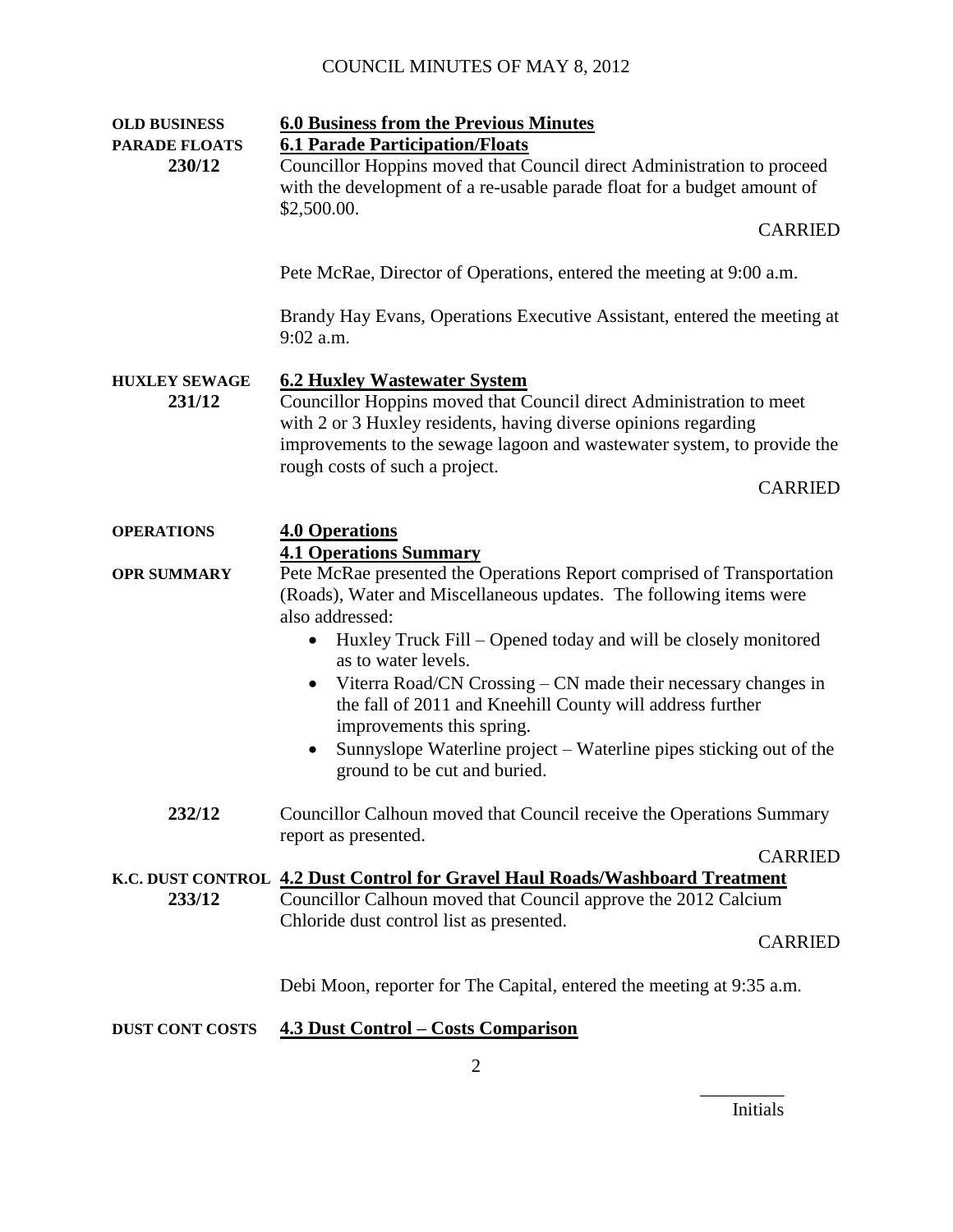**OLD BUSINESS** — **6.0 Business from the Previous Minutes**

**PARADE FLOATS** — **6.1 Parade Participation/Floats**

**230/12** Councillor Hoppins moved that Council direct Administration to proceed with the development of a re-usable parade float for a budget amount of $2,500.00.

CARRIED

Pete McRae, Director of Operations, entered the meeting at 9:00 a.m.

Brandy Hay Evans, Operations Executive Assistant, entered the meeting at 9:02 a.m.

**HUXLEY SEWAGE** — **6.2 Huxley Wastewater System**

**231/12** Councillor Hoppins moved that Council direct Administration to meet with 2 or 3 Huxley residents, having diverse opinions regarding improvements to the sewage lagoon and wastewater system, to provide the rough costs of such a project.

CARRIED

**OPERATIONS** — **4.0 Operations**

**4.1 Operations Summary**

**OPR SUMMARY** Pete McRae presented the Operations Report comprised of Transportation (Roads), Water and Miscellaneous updates. The following items were also addressed:

- Huxley Truck Fill – Opened today and will be closely monitored as to water levels.
- Viterra Road/CN Crossing – CN made their necessary changes in the fall of 2011 and Kneehill County will address further improvements this spring.
- Sunnyslope Waterline project – Waterline pipes sticking out of the ground to be cut and buried.

**232/12** Councillor Calhoun moved that Council receive the Operations Summary report as presented.

CARRIED

**K.C. DUST CONTROL** — **4.2 Dust Control for Gravel Haul Roads/Washboard Treatment**

**233/12** Councillor Calhoun moved that Council approve the 2012 Calcium Chloride dust control list as presented.

CARRIED

Debi Moon, reporter for The Capital, entered the meeting at 9:35 a.m.

**DUST CONT COSTS** — **4.3 Dust Control – Costs Comparison**

_________

Initials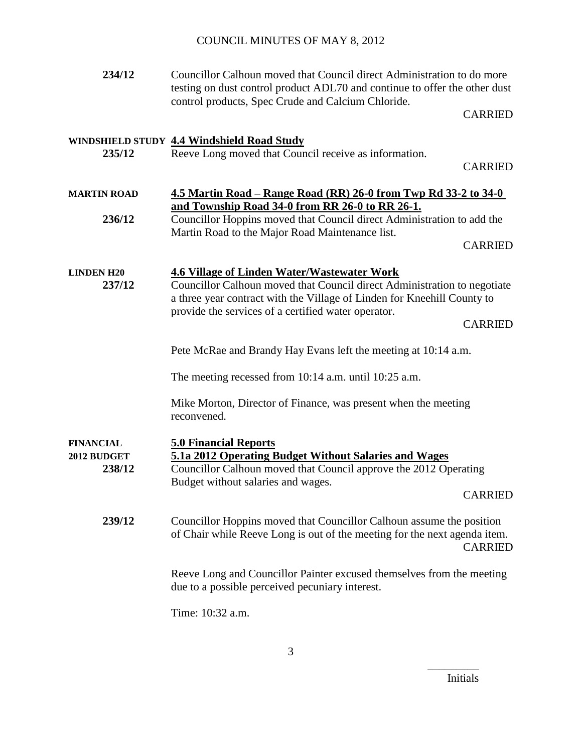**234/12** Councillor Calhoun moved that Council direct Administration to do more testing on dust control product ADL70 and continue to offer the other dust control products, Spec Crude and Calcium Chloride.

CARRIED

**WINDSHIELD STUDY** **4.4 Windshield Road Study**

**235/12** Reeve Long moved that Council receive as information.

CARRIED

**MARTIN ROAD** **4.5 Martin Road – Range Road (RR) 26-0 from Twp Rd 33-2 to 34-0 and Township Road 34-0 from RR 26-0 to RR 26-1.**

**236/12** Councillor Hoppins moved that Council direct Administration to add the Martin Road to the Major Road Maintenance list.

CARRIED

**LINDEN H20** **4.6 Village of Linden Water/Wastewater Work**

**237/12** Councillor Calhoun moved that Council direct Administration to negotiate a three year contract with the Village of Linden for Kneehill County to provide the services of a certified water operator.

CARRIED

Pete McRae and Brandy Hay Evans left the meeting at 10:14 a.m.

The meeting recessed from 10:14 a.m. until 10:25 a.m.

Mike Morton, Director of Finance, was present when the meeting reconvened.

**FINANCIAL** **5.0 Financial Reports**

**2012 BUDGET** **5.1a 2012 Operating Budget Without Salaries and Wages**

**238/12** Councillor Calhoun moved that Council approve the 2012 Operating Budget without salaries and wages.

CARRIED

**239/12** Councillor Hoppins moved that Councillor Calhoun assume the position of Chair while Reeve Long is out of the meeting for the next agenda item.

CARRIED

Reeve Long and Councillor Painter excused themselves from the meeting due to a possible perceived pecuniary interest.

Time: 10:32 a.m.

_________
Initials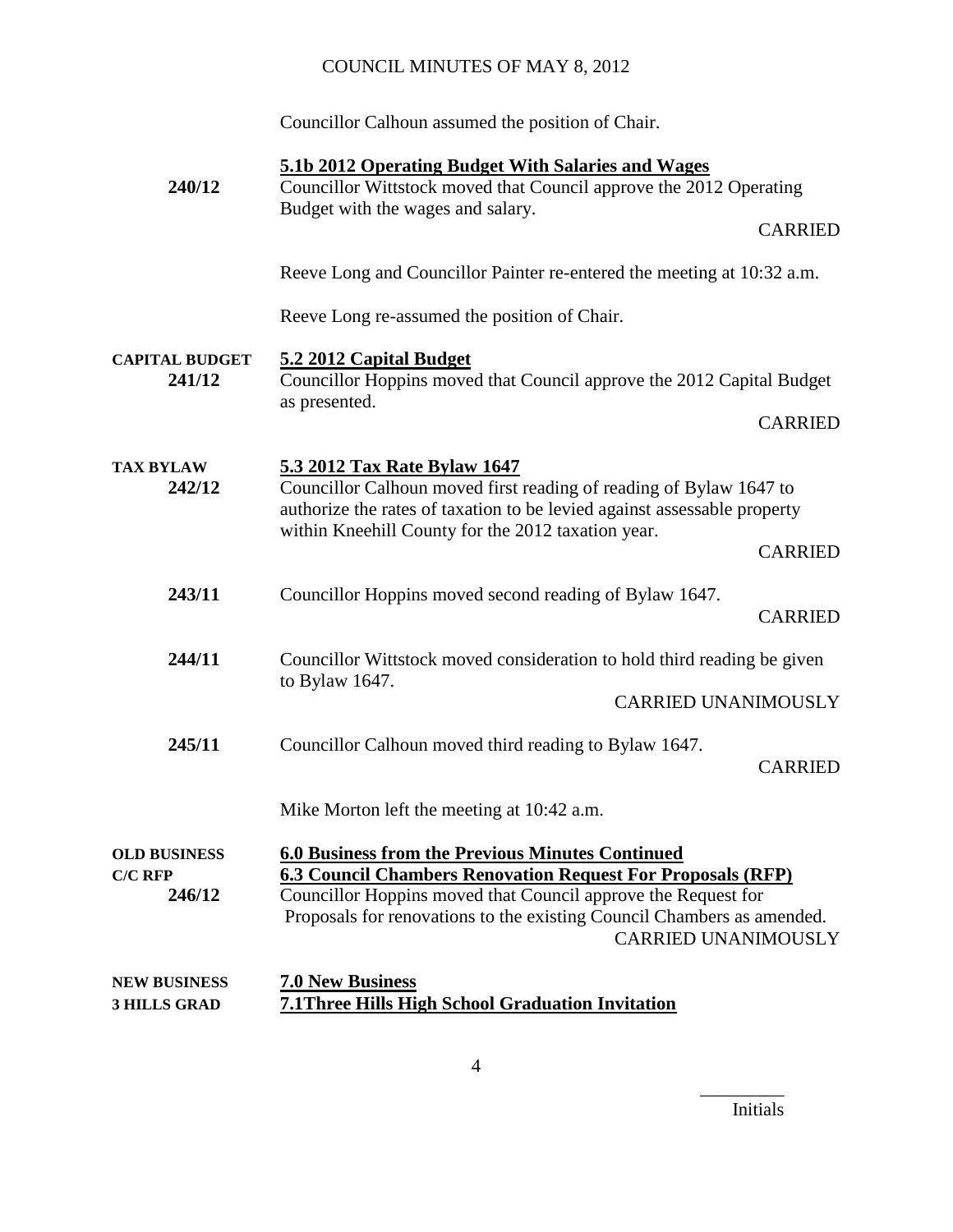Councillor Calhoun assumed the position of Chair.

**5.1b 2012 Operating Budget With Salaries and Wages**

**240/12** Councillor Wittstock moved that Council approve the 2012 Operating Budget with the wages and salary.

CARRIED

Reeve Long and Councillor Painter re-entered the meeting at 10:32 a.m.

Reeve Long re-assumed the position of Chair.

**CAPITAL BUDGET**

**5.2 2012 Capital Budget**

**241/12** Councillor Hoppins moved that Council approve the 2012 Capital Budget as presented.

CARRIED

**TAX BYLAW**

**5.3 2012 Tax Rate Bylaw 1647**

**242/12** Councillor Calhoun moved first reading of reading of Bylaw 1647 to authorize the rates of taxation to be levied against assessable property within Kneehill County for the 2012 taxation year.

CARRIED

**243/11** Councillor Hoppins moved second reading of Bylaw 1647.

CARRIED

**244/11** Councillor Wittstock moved consideration to hold third reading be given to Bylaw 1647.

CARRIED UNANIMOUSLY

**245/11** Councillor Calhoun moved third reading to Bylaw 1647.

CARRIED

Mike Morton left the meeting at 10:42 a.m.

**OLD BUSINESS**
**C/C RFP**

**6.0 Business from the Previous Minutes Continued**

**6.3 Council Chambers Renovation Request For Proposals (RFP)**

**246/12** Councillor Hoppins moved that Council approve the Request for Proposals for renovations to the existing Council Chambers as amended.

CARRIED UNANIMOUSLY

**NEW BUSINESS**
**3 HILLS GRAD**

**7.0 New Business**

**7.1Three Hills High School Graduation Invitation**

_________
Initials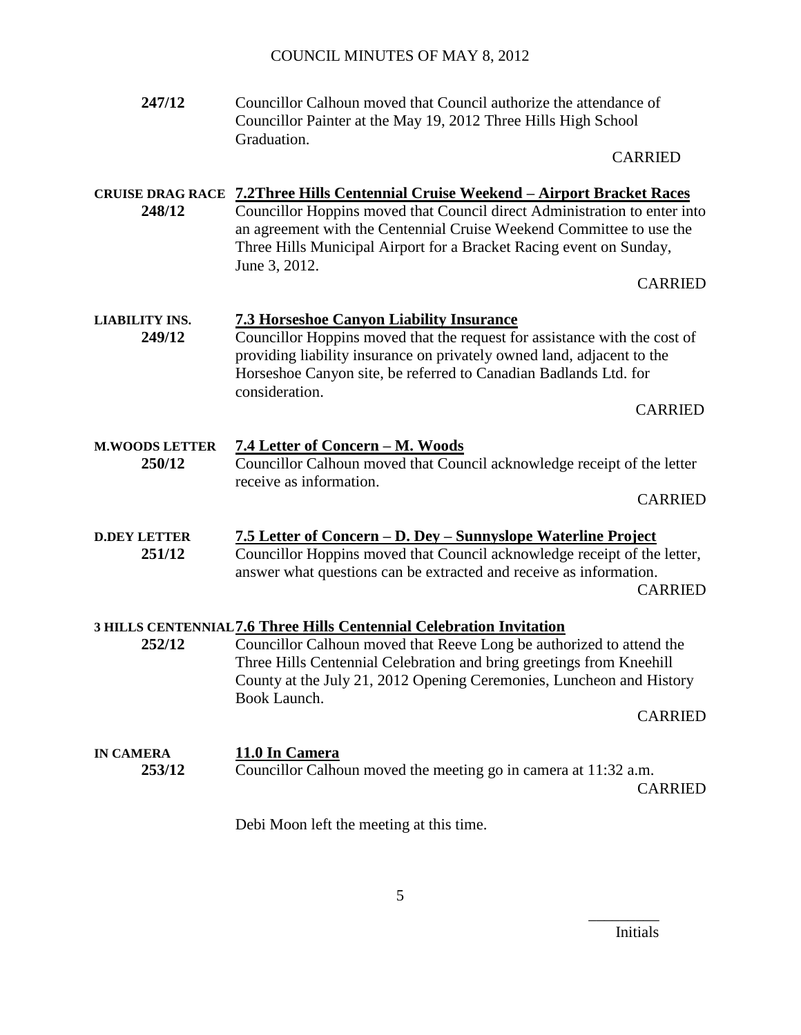**247/12** Councillor Calhoun moved that Council authorize the attendance of Councillor Painter at the May 19, 2012 Three Hills High School Graduation.

CARRIED

**CRUISE DRAG RACE** **7.2Three Hills Centennial Cruise Weekend – Airport Bracket Races**

**248/12** Councillor Hoppins moved that Council direct Administration to enter into an agreement with the Centennial Cruise Weekend Committee to use the Three Hills Municipal Airport for a Bracket Racing event on Sunday, June 3, 2012.

CARRIED

**LIABILITY INS.** **7.3 Horseshoe Canyon Liability Insurance**

**249/12** Councillor Hoppins moved that the request for assistance with the cost of providing liability insurance on privately owned land, adjacent to the Horseshoe Canyon site, be referred to Canadian Badlands Ltd. for consideration.

CARRIED

**M.WOODS LETTER** **7.4 Letter of Concern – M. Woods**

**250/12** Councillor Calhoun moved that Council acknowledge receipt of the letter receive as information.

CARRIED

**D.DEY LETTER** **7.5 Letter of Concern – D. Dey – Sunnyslope Waterline Project**

**251/12** Councillor Hoppins moved that Council acknowledge receipt of the letter, answer what questions can be extracted and receive as information.

CARRIED

**3 HILLS CENTENNIAL** **7.6 Three Hills Centennial Celebration Invitation**

**252/12** Councillor Calhoun moved that Reeve Long be authorized to attend the Three Hills Centennial Celebration and bring greetings from Kneehill County at the July 21, 2012 Opening Ceremonies, Luncheon and History Book Launch.

CARRIED

**IN CAMERA** **11.0 In Camera**

**253/12** Councillor Calhoun moved the meeting go in camera at 11:32 a.m.

CARRIED

Debi Moon left the meeting at this time.

Initials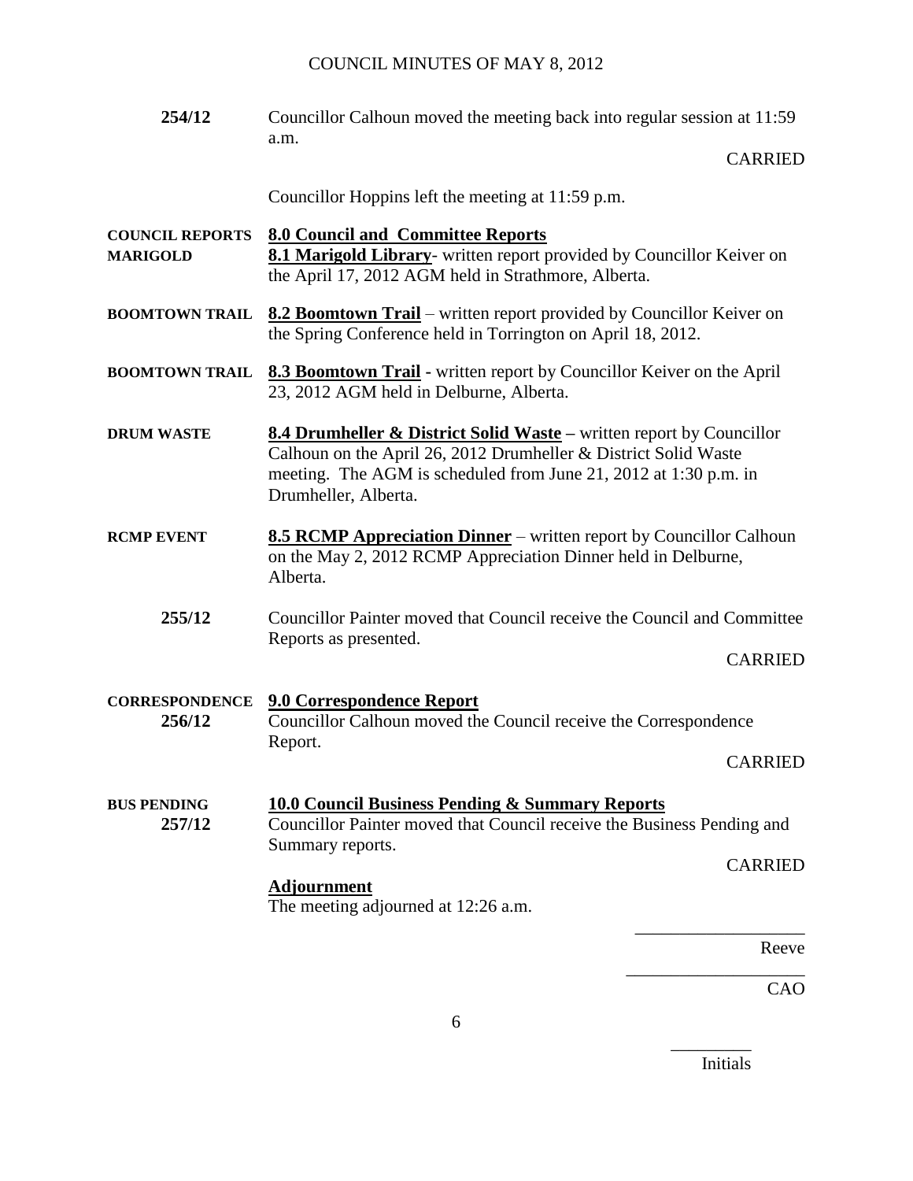| | |
|---|---|
| **254/12** | Councillor Calhoun moved the meeting back into regular session at 11:59 a.m. CARRIED |
| | Councillor Hoppins left the meeting at 11:59 p.m. |
| **COUNCIL REPORTS** **MARIGOLD** | **8.0 Council and Committee Reports** **8.1 Marigold Library**- written report provided by Councillor Keiver on the April 17, 2012 AGM held in Strathmore, Alberta. |
| **BOOMTOWN TRAIL** | **8.2 Boomtown Trail** – written report provided by Councillor Keiver on the Spring Conference held in Torrington on April 18, 2012. |
| **BOOMTOWN TRAIL** | **8.3 Boomtown Trail -** written report by Councillor Keiver on the April 23, 2012 AGM held in Delburne, Alberta. |
| **DRUM WASTE** | **8.4 Drumheller & District Solid Waste –** written report by Councillor Calhoun on the April 26, 2012 Drumheller & District Solid Waste meeting. The AGM is scheduled from June 21, 2012 at 1:30 p.m. in Drumheller, Alberta. |
| **RCMP EVENT** | **8.5 RCMP Appreciation Dinner** – written report by Councillor Calhoun on the May 2, 2012 RCMP Appreciation Dinner held in Delburne, Alberta. |
| **255/12** | Councillor Painter moved that Council receive the Council and Committee Reports as presented. CARRIED |
| **CORRESPONDENCE** **256/12** | **9.0 Correspondence Report** Councillor Calhoun moved the Council receive the Correspondence Report. CARRIED |
| **BUS PENDING** **257/12** | **10.0 Council Business Pending & Summary Reports** Councillor Painter moved that Council receive the Business Pending and Summary reports. CARRIED |
| | **Adjournment** The meeting adjourned at 12:26 a.m. |

___________________
Reeve

___________________
CAO

_________
Initials